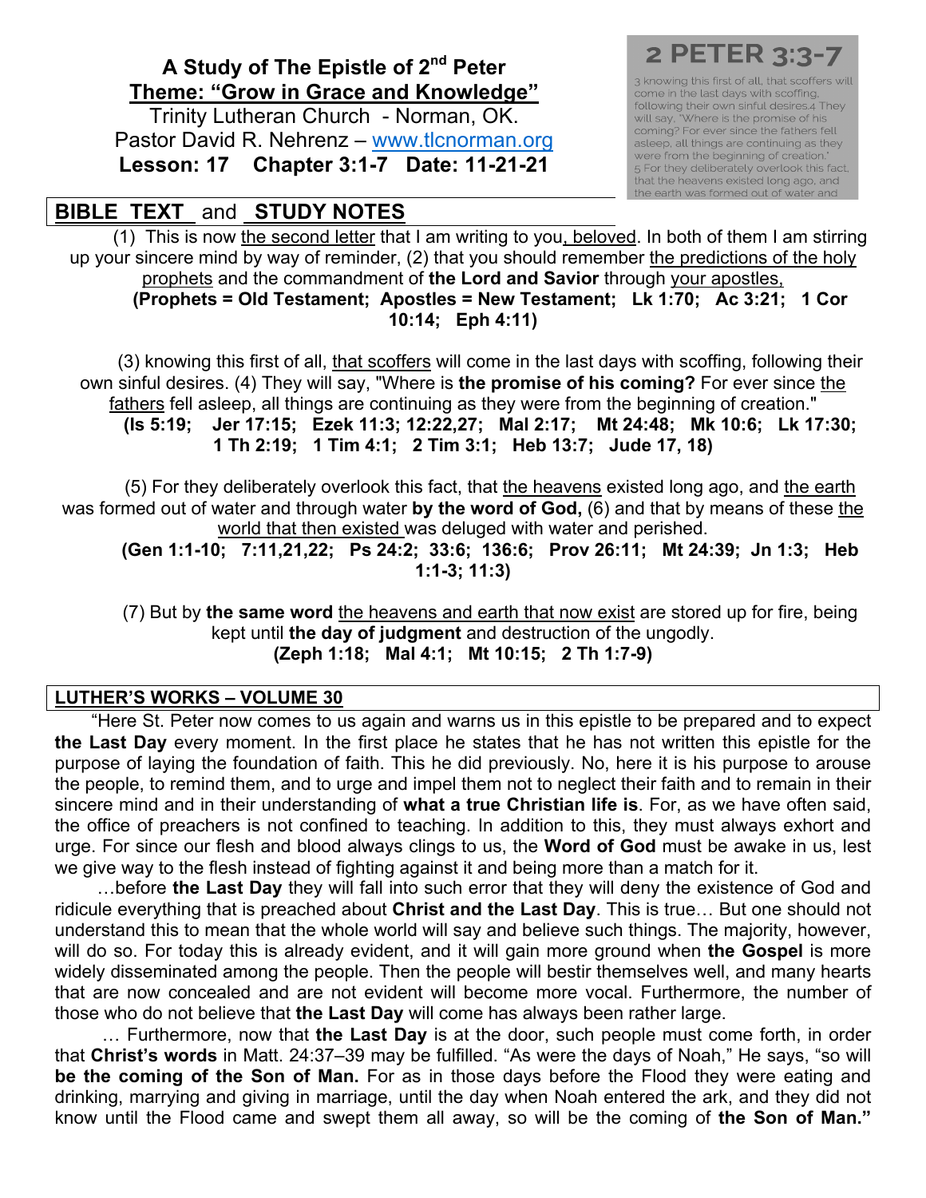# A Study of The Epistle of 2[nd] Peter

## Theme: "Grow in Grace and Knowledge"

Trinity Lutheran Church - Norman, OK.
Pastor David R. Nehrenz – www.tlcnorman.org
**Lesson: 17 Chapter 3:1-7 Date: 11-21-21**

**2 PETER 3:3-7**

3 knowing this first of all, that scoffers will come in the last days with scoffing, following their own sinful desires.4 They will say, "Where is the promise of his coming? For ever since the fathers fell asleep, all things are continuing as they were from the beginning of creation." 5 For they deliberately overlook this fact, that the heavens existed long ago, and the earth was formed out of water and

## BIBLE TEXT and STUDY NOTES

(1) This is now the second letter that I am writing to you, beloved. In both of them I am stirring up your sincere mind by way of reminder, (2) that you should remember the predictions of the holy prophets and the commandment of **the Lord and Savior** through your apostles,

**(Prophets = Old Testament; Apostles = New Testament; Lk 1:70; Ac 3:21; 1 Cor 10:14; Eph 4:11)**

(3) knowing this first of all, that scoffers will come in the last days with scoffing, following their own sinful desires. (4) They will say, "Where is **the promise of his coming?** For ever since the fathers fell asleep, all things are continuing as they were from the beginning of creation."

**(Is 5:19; Jer 17:15; Ezek 11:3; 12:22,27; Mal 2:17; Mt 24:48; Mk 10:6; Lk 17:30; 1 Th 2:19; 1 Tim 4:1; 2 Tim 3:1; Heb 13:7; Jude 17, 18)**

(5) For they deliberately overlook this fact, that the heavens existed long ago, and the earth was formed out of water and through water **by the word of God,** (6) and that by means of these the world that then existed was deluged with water and perished.

**(Gen 1:1-10; 7:11,21,22; Ps 24:2; 33:6; 136:6; Prov 26:11; Mt 24:39; Jn 1:3; Heb 1:1-3; 11:3)**

(7) But by **the same word** the heavens and earth that now exist are stored up for fire, being kept until **the day of judgment** and destruction of the ungodly.

**(Zeph 1:18; Mal 4:1; Mt 10:15; 2 Th 1:7-9)**

## LUTHER'S WORKS – VOLUME 30

"Here St. Peter now comes to us again and warns us in this epistle to be prepared and to expect **the Last Day** every moment. In the first place he states that he has not written this epistle for the purpose of laying the foundation of faith. This he did previously. No, here it is his purpose to arouse the people, to remind them, and to urge and impel them not to neglect their faith and to remain in their sincere mind and in their understanding of **what a true Christian life is**. For, as we have often said, the office of preachers is not confined to teaching. In addition to this, they must always exhort and urge. For since our flesh and blood always clings to us, the **Word of God** must be awake in us, lest we give way to the flesh instead of fighting against it and being more than a match for it.

…before **the Last Day** they will fall into such error that they will deny the existence of God and ridicule everything that is preached about **Christ and the Last Day**. This is true… But one should not understand this to mean that the whole world will say and believe such things. The majority, however, will do so. For today this is already evident, and it will gain more ground when **the Gospel** is more widely disseminated among the people. Then the people will bestir themselves well, and many hearts that are now concealed and are not evident will become more vocal. Furthermore, the number of those who do not believe that **the Last Day** will come has always been rather large.

… Furthermore, now that **the Last Day** is at the door, such people must come forth, in order that **Christ's words** in Matt. 24:37–39 may be fulfilled. "As were the days of Noah," He says, "so will **be the coming of the Son of Man.** For as in those days before the Flood they were eating and drinking, marrying and giving in marriage, until the day when Noah entered the ark, and they did not know until the Flood came and swept them all away, so will be the coming of **the Son of Man."**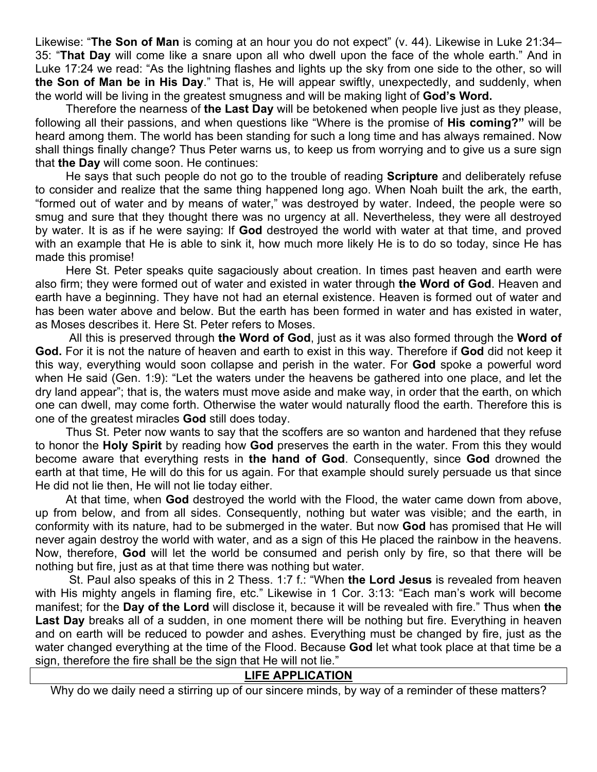Likewise: "**The Son of Man** is coming at an hour you do not expect" (v. 44). Likewise in Luke 21:34–35: "**That Day** will come like a snare upon all who dwell upon the face of the whole earth." And in Luke 17:24 we read: "As the lightning flashes and lights up the sky from one side to the other, so will **the Son of Man be in His Day**." That is, He will appear swiftly, unexpectedly, and suddenly, when the world will be living in the greatest smugness and will be making light of **God's Word.**

Therefore the nearness of **the Last Day** will be betokened when people live just as they please, following all their passions, and when questions like "Where is the promise of **His coming?"** will be heard among them. The world has been standing for such a long time and has always remained. Now shall things finally change? Thus Peter warns us, to keep us from worrying and to give us a sure sign that **the Day** will come soon. He continues:

He says that such people do not go to the trouble of reading **Scripture** and deliberately refuse to consider and realize that the same thing happened long ago. When Noah built the ark, the earth, "formed out of water and by means of water," was destroyed by water. Indeed, the people were so smug and sure that they thought there was no urgency at all. Nevertheless, they were all destroyed by water. It is as if he were saying: If **God** destroyed the world with water at that time, and proved with an example that He is able to sink it, how much more likely He is to do so today, since He has made this promise!

Here St. Peter speaks quite sagaciously about creation. In times past heaven and earth were also firm; they were formed out of water and existed in water through **the Word of God**. Heaven and earth have a beginning. They have not had an eternal existence. Heaven is formed out of water and has been water above and below. But the earth has been formed in water and has existed in water, as Moses describes it. Here St. Peter refers to Moses.

All this is preserved through **the Word of God**, just as it was also formed through the **Word of God.** For it is not the nature of heaven and earth to exist in this way. Therefore if **God** did not keep it this way, everything would soon collapse and perish in the water. For **God** spoke a powerful word when He said (Gen. 1:9): "Let the waters under the heavens be gathered into one place, and let the dry land appear"; that is, the waters must move aside and make way, in order that the earth, on which one can dwell, may come forth. Otherwise the water would naturally flood the earth. Therefore this is one of the greatest miracles **God** still does today.

Thus St. Peter now wants to say that the scoffers are so wanton and hardened that they refuse to honor the **Holy Spirit** by reading how **God** preserves the earth in the water. From this they would become aware that everything rests in **the hand of God**. Consequently, since **God** drowned the earth at that time, He will do this for us again. For that example should surely persuade us that since He did not lie then, He will not lie today either.

At that time, when **God** destroyed the world with the Flood, the water came down from above, up from below, and from all sides. Consequently, nothing but water was visible; and the earth, in conformity with its nature, had to be submerged in the water. But now **God** has promised that He will never again destroy the world with water, and as a sign of this He placed the rainbow in the heavens. Now, therefore, **God** will let the world be consumed and perish only by fire, so that there will be nothing but fire, just as at that time there was nothing but water.

St. Paul also speaks of this in 2 Thess. 1:7 f.: "When **the Lord Jesus** is revealed from heaven with His mighty angels in flaming fire, etc." Likewise in 1 Cor. 3:13: "Each man's work will become manifest; for the **Day of the Lord** will disclose it, because it will be revealed with fire." Thus when **the Last Day** breaks all of a sudden, in one moment there will be nothing but fire. Everything in heaven and on earth will be reduced to powder and ashes. Everything must be changed by fire, just as the water changed everything at the time of the Flood. Because **God** let what took place at that time be a sign, therefore the fire shall be the sign that He will not lie."

## LIFE APPLICATION

Why do we daily need a stirring up of our sincere minds, by way of a reminder of these matters?